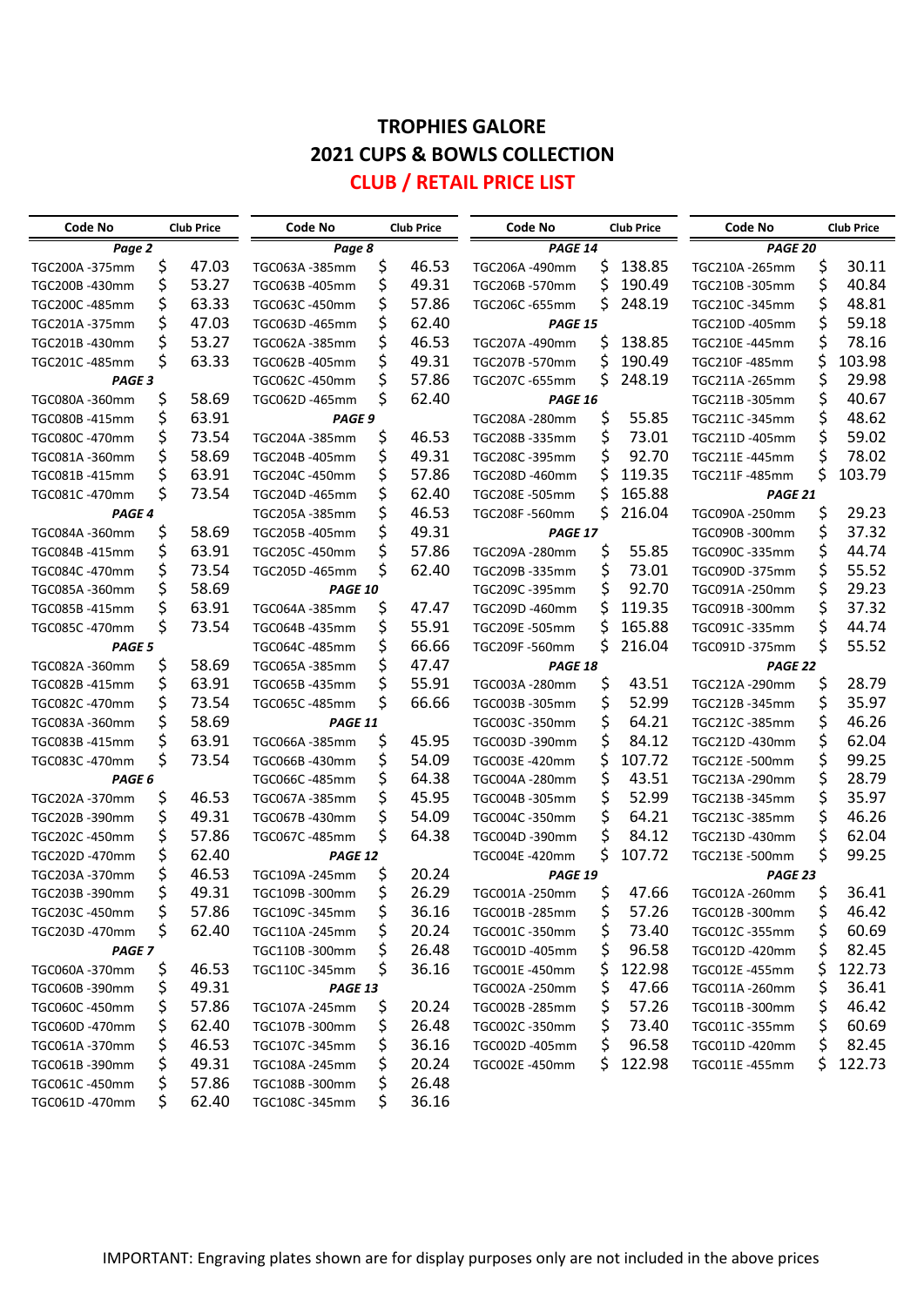# TROPHIES GALORE

## 2021 CUPS & BOWLS COLLECTION

## CLUB / RETAIL PRICE LIST

| Code No | Club Price |
|---|---|
| ***Page 2*** | |
| TGC200A -375mm | $ 47.03 |
| TGC200B -430mm | $ 53.27 |
| TGC200C -485mm | $ 63.33 |
| TGC201A -375mm | $ 47.03 |
| TGC201B -430mm | $ 53.27 |
| TGC201C -485mm | $ 63.33 |
| ***PAGE 3*** | |
| TGC080A -360mm | $ 58.69 |
| TGC080B -415mm | $ 63.91 |
| TGC080C -470mm | $ 73.54 |
| TGC081A -360mm | $ 58.69 |
| TGC081B -415mm | $ 63.91 |
| TGC081C -470mm | $ 73.54 |
| ***PAGE 4*** | |
| TGC084A -360mm | $ 58.69 |
| TGC084B -415mm | $ 63.91 |
| TGC084C -470mm | $ 73.54 |
| TGC085A -360mm | $ 58.69 |
| TGC085B -415mm | $ 63.91 |
| TGC085C -470mm | $ 73.54 |
| ***PAGE 5*** | |
| TGC082A -360mm | $ 58.69 |
| TGC082B -415mm | $ 63.91 |
| TGC082C -470mm | $ 73.54 |
| TGC083A -360mm | $ 58.69 |
| TGC083B -415mm | $ 63.91 |
| TGC083C -470mm | $ 73.54 |
| ***PAGE 6*** | |
| TGC202A -370mm | $ 46.53 |
| TGC202B -390mm | $ 49.31 |
| TGC202C -450mm | $ 57.86 |
| TGC202D -470mm | $ 62.40 |
| TGC203A -370mm | $ 46.53 |
| TGC203B -390mm | $ 49.31 |
| TGC203C -450mm | $ 57.86 |
| TGC203D -470mm | $ 62.40 |
| ***PAGE 7*** | |
| TGC060A -370mm | $ 46.53 |
| TGC060B -390mm | $ 49.31 |
| TGC060C -450mm | $ 57.86 |
| TGC060D -470mm | $ 62.40 |
| TGC061A -370mm | $ 46.53 |
| TGC061B -390mm | $ 49.31 |
| TGC061C -450mm | $ 57.86 |
| TGC061D -470mm | $ 62.40 |

| Code No | Club Price |
|---|---|
| ***Page 8*** | |
| TGC063A -385mm | $ 46.53 |
| TGC063B -405mm | $ 49.31 |
| TGC063C -450mm | $ 57.86 |
| TGC063D -465mm | $ 62.40 |
| TGC062A -385mm | $ 46.53 |
| TGC062B -405mm | $ 49.31 |
| TGC062C -450mm | $ 57.86 |
| TGC062D -465mm | $ 62.40 |
| ***PAGE 9*** | |
| TGC204A -385mm | $ 46.53 |
| TGC204B -405mm | $ 49.31 |
| TGC204C -450mm | $ 57.86 |
| TGC204D -465mm | $ 62.40 |
| TGC205A -385mm | $ 46.53 |
| TGC205B -405mm | $ 49.31 |
| TGC205C -450mm | $ 57.86 |
| TGC205D -465mm | $ 62.40 |
| ***PAGE 10*** | |
| TGC064A -385mm | $ 47.47 |
| TGC064B -435mm | $ 55.91 |
| TGC064C -485mm | $ 66.66 |
| TGC065A -385mm | $ 47.47 |
| TGC065B -435mm | $ 55.91 |
| TGC065C -485mm | $ 66.66 |
| ***PAGE 11*** | |
| TGC066A -385mm | $ 45.95 |
| TGC066B -430mm | $ 54.09 |
| TGC066C -485mm | $ 64.38 |
| TGC067A -385mm | $ 45.95 |
| TGC067B -430mm | $ 54.09 |
| TGC067C -485mm | $ 64.38 |
| ***PAGE 12*** | |
| TGC109A -245mm | $ 20.24 |
| TGC109B -300mm | $ 26.29 |
| TGC109C -345mm | $ 36.16 |
| TGC110A -245mm | $ 20.24 |
| TGC110B -300mm | $ 26.48 |
| TGC110C -345mm | $ 36.16 |
| ***PAGE 13*** | |
| TGC107A -245mm | $ 20.24 |
| TGC107B -300mm | $ 26.48 |
| TGC107C -345mm | $ 36.16 |
| TGC108A -245mm | $ 20.24 |
| TGC108B -300mm | $ 26.48 |
| TGC108C -345mm | $ 36.16 |

| Code No | Club Price |
|---|---|
| ***PAGE 14*** | |
| TGC206A -490mm | $ 138.85 |
| TGC206B -570mm | $ 190.49 |
| TGC206C -655mm | $ 248.19 |
| ***PAGE 15*** | |
| TGC207A -490mm | $ 138.85 |
| TGC207B -570mm | $ 190.49 |
| TGC207C -655mm | $ 248.19 |
| ***PAGE 16*** | |
| TGC208A -280mm | $ 55.85 |
| TGC208B -335mm | $ 73.01 |
| TGC208C -395mm | $ 92.70 |
| TGC208D -460mm | $ 119.35 |
| TGC208E -505mm | $ 165.88 |
| TGC208F -560mm | $ 216.04 |
| ***PAGE 17*** | |
| TGC209A -280mm | $ 55.85 |
| TGC209B -335mm | $ 73.01 |
| TGC209C -395mm | $ 92.70 |
| TGC209D -460mm | $ 119.35 |
| TGC209E -505mm | $ 165.88 |
| TGC209F -560mm | $ 216.04 |
| ***PAGE 18*** | |
| TGC003A -280mm | $ 43.51 |
| TGC003B -305mm | $ 52.99 |
| TGC003C -350mm | $ 64.21 |
| TGC003D -390mm | $ 84.12 |
| TGC003E -420mm | $ 107.72 |
| TGC004A -280mm | $ 43.51 |
| TGC004B -305mm | $ 52.99 |
| TGC004C -350mm | $ 64.21 |
| TGC004D -390mm | $ 84.12 |
| TGC004E -420mm | $ 107.72 |
| ***PAGE 19*** | |
| TGC001A -250mm | $ 47.66 |
| TGC001B -285mm | $ 57.26 |
| TGC001C -350mm | $ 73.40 |
| TGC001D -405mm | $ 96.58 |
| TGC001E -450mm | $ 122.98 |
| TGC002A -250mm | $ 47.66 |
| TGC002B -285mm | $ 57.26 |
| TGC002C -350mm | $ 73.40 |
| TGC002D -405mm | $ 96.58 |
| TGC002E -450mm | $ 122.98 |

| Code No | Club Price |
|---|---|
| ***PAGE 20*** | |
| TGC210A -265mm | $ 30.11 |
| TGC210B -305mm | $ 40.84 |
| TGC210C -345mm | $ 48.81 |
| TGC210D -405mm | $ 59.18 |
| TGC210E -445mm | $ 78.16 |
| TGC210F -485mm | $ 103.98 |
| TGC211A -265mm | $ 29.98 |
| TGC211B -305mm | $ 40.67 |
| TGC211C -345mm | $ 48.62 |
| TGC211D -405mm | $ 59.02 |
| TGC211E -445mm | $ 78.02 |
| TGC211F -485mm | $ 103.79 |
| ***PAGE 21*** | |
| TGC090A -250mm | $ 29.23 |
| TGC090B -300mm | $ 37.32 |
| TGC090C -335mm | $ 44.74 |
| TGC090D -375mm | $ 55.52 |
| TGC091A -250mm | $ 29.23 |
| TGC091B -300mm | $ 37.32 |
| TGC091C -335mm | $ 44.74 |
| TGC091D -375mm | $ 55.52 |
| ***PAGE 22*** | |
| TGC212A -290mm | $ 28.79 |
| TGC212B -345mm | $ 35.97 |
| TGC212C -385mm | $ 46.26 |
| TGC212D -430mm | $ 62.04 |
| TGC212E -500mm | $ 99.25 |
| TGC213A -290mm | $ 28.79 |
| TGC213B -345mm | $ 35.97 |
| TGC213C -385mm | $ 46.26 |
| TGC213D -430mm | $ 62.04 |
| TGC213E -500mm | $ 99.25 |
| ***PAGE 23*** | |
| TGC012A -260mm | $ 36.41 |
| TGC012B -300mm | $ 46.42 |
| TGC012C -355mm | $ 60.69 |
| TGC012D -420mm | $ 82.45 |
| TGC012E -455mm | $ 122.73 |
| TGC011A -260mm | $ 36.41 |
| TGC011B -300mm | $ 46.42 |
| TGC011C -355mm | $ 60.69 |
| TGC011D -420mm | $ 82.45 |
| TGC011E -455mm | $ 122.73 |

IMPORTANT: Engraving plates shown are for display purposes only are not included in the above prices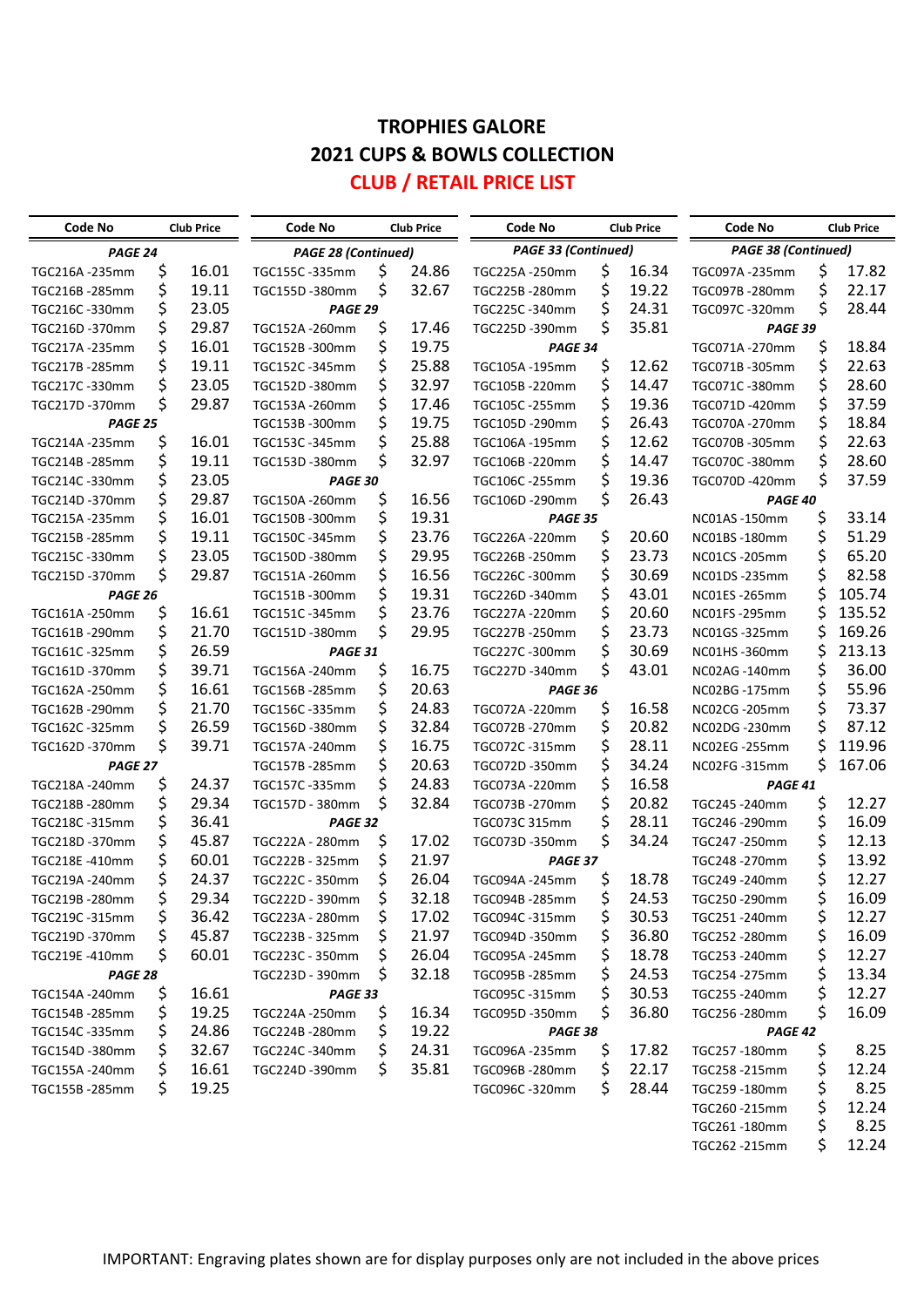# TROPHIES GALORE

## 2021 CUPS & BOWLS COLLECTION

## CLUB / RETAIL PRICE LIST

| Code No | Club Price |
|---|---|
| **PAGE 24** | |
| TGC216A -235mm | $ 16.01 |
| TGC216B -285mm | $ 19.11 |
| TGC216C -330mm | $ 23.05 |
| TGC216D -370mm | $ 29.87 |
| TGC217A -235mm | $ 16.01 |
| TGC217B -285mm | $ 19.11 |
| TGC217C -330mm | $ 23.05 |
| TGC217D -370mm | $ 29.87 |
| **PAGE 25** | |
| TGC214A -235mm | $ 16.01 |
| TGC214B -285mm | $ 19.11 |
| TGC214C -330mm | $ 23.05 |
| TGC214D -370mm | $ 29.87 |
| TGC215A -235mm | $ 16.01 |
| TGC215B -285mm | $ 19.11 |
| TGC215C -330mm | $ 23.05 |
| TGC215D -370mm | $ 29.87 |
| **PAGE 26** | |
| TGC161A -250mm | $ 16.61 |
| TGC161B -290mm | $ 21.70 |
| TGC161C -325mm | $ 26.59 |
| TGC161D -370mm | $ 39.71 |
| TGC162A -250mm | $ 16.61 |
| TGC162B -290mm | $ 21.70 |
| TGC162C -325mm | $ 26.59 |
| TGC162D -370mm | $ 39.71 |
| **PAGE 27** | |
| TGC218A -240mm | $ 24.37 |
| TGC218B -280mm | $ 29.34 |
| TGC218C -315mm | $ 36.41 |
| TGC218D -370mm | $ 45.87 |
| TGC218E -410mm | $ 60.01 |
| TGC219A -240mm | $ 24.37 |
| TGC219B -280mm | $ 29.34 |
| TGC219C -315mm | $ 36.42 |
| TGC219D -370mm | $ 45.87 |
| TGC219E -410mm | $ 60.01 |
| **PAGE 28** | |
| TGC154A -240mm | $ 16.61 |
| TGC154B -285mm | $ 19.25 |
| TGC154C -335mm | $ 24.86 |
| TGC154D -380mm | $ 32.67 |
| TGC155A -240mm | $ 16.61 |
| TGC155B -285mm | $ 19.25 |

| Code No | Club Price |
|---|---|
| **PAGE 28 (Continued)** | |
| TGC155C -335mm | $ 24.86 |
| TGC155D -380mm | $ 32.67 |
| **PAGE 29** | |
| TGC152A -260mm | $ 17.46 |
| TGC152B -300mm | $ 19.75 |
| TGC152C -345mm | $ 25.88 |
| TGC152D -380mm | $ 32.97 |
| TGC153A -260mm | $ 17.46 |
| TGC153B -300mm | $ 19.75 |
| TGC153C -345mm | $ 25.88 |
| TGC153D -380mm | $ 32.97 |
| **PAGE 30** | |
| TGC150A -260mm | $ 16.56 |
| TGC150B -300mm | $ 19.31 |
| TGC150C -345mm | $ 23.76 |
| TGC150D -380mm | $ 29.95 |
| TGC151A -260mm | $ 16.56 |
| TGC151B -300mm | $ 19.31 |
| TGC151C -345mm | $ 23.76 |
| TGC151D -380mm | $ 29.95 |
| **PAGE 31** | |
| TGC156A -240mm | $ 16.75 |
| TGC156B -285mm | $ 20.63 |
| TGC156C -335mm | $ 24.83 |
| TGC156D -380mm | $ 32.84 |
| TGC157A -240mm | $ 16.75 |
| TGC157B -285mm | $ 20.63 |
| TGC157C -335mm | $ 24.83 |
| TGC157D - 380mm | $ 32.84 |
| **PAGE 32** | |
| TGC222A - 280mm | $ 17.02 |
| TGC222B - 325mm | $ 21.97 |
| TGC222C - 350mm | $ 26.04 |
| TGC222D - 390mm | $ 32.18 |
| TGC223A - 280mm | $ 17.02 |
| TGC223B - 325mm | $ 21.97 |
| TGC223C - 350mm | $ 26.04 |
| TGC223D - 390mm | $ 32.18 |
| **PAGE 33** | |
| TGC224A -250mm | $ 16.34 |
| TGC224B -280mm | $ 19.22 |
| TGC224C -340mm | $ 24.31 |
| TGC224D -390mm | $ 35.81 |

| Code No | Club Price |
|---|---|
| **PAGE 33 (Continued)** | |
| TGC225A -250mm | $ 16.34 |
| TGC225B -280mm | $ 19.22 |
| TGC225C -340mm | $ 24.31 |
| TGC225D -390mm | $ 35.81 |
| **PAGE 34** | |
| TGC105A -195mm | $ 12.62 |
| TGC105B -220mm | $ 14.47 |
| TGC105C -255mm | $ 19.36 |
| TGC105D -290mm | $ 26.43 |
| TGC106A -195mm | $ 12.62 |
| TGC106B -220mm | $ 14.47 |
| TGC106C -255mm | $ 19.36 |
| TGC106D -290mm | $ 26.43 |
| **PAGE 35** | |
| TGC226A -220mm | $ 20.60 |
| TGC226B -250mm | $ 23.73 |
| TGC226C -300mm | $ 30.69 |
| TGC226D -340mm | $ 43.01 |
| TGC227A -220mm | $ 20.60 |
| TGC227B -250mm | $ 23.73 |
| TGC227C -300mm | $ 30.69 |
| TGC227D -340mm | $ 43.01 |
| **PAGE 36** | |
| TGC072A -220mm | $ 16.58 |
| TGC072B -270mm | $ 20.82 |
| TGC072C -315mm | $ 28.11 |
| TGC072D -350mm | $ 34.24 |
| TGC073A -220mm | $ 16.58 |
| TGC073B -270mm | $ 20.82 |
| TGC073C 315mm | $ 28.11 |
| TGC073D -350mm | $ 34.24 |
| **PAGE 37** | |
| TGC094A -245mm | $ 18.78 |
| TGC094B -285mm | $ 24.53 |
| TGC094C -315mm | $ 30.53 |
| TGC094D -350mm | $ 36.80 |
| TGC095A -245mm | $ 18.78 |
| TGC095B -285mm | $ 24.53 |
| TGC095C -315mm | $ 30.53 |
| TGC095D -350mm | $ 36.80 |
| **PAGE 38** | |
| TGC096A -235mm | $ 17.82 |
| TGC096B -280mm | $ 22.17 |
| TGC096C -320mm | $ 28.44 |

| Code No | Club Price |
|---|---|
| **PAGE 38 (Continued)** | |
| TGC097A -235mm | $ 17.82 |
| TGC097B -280mm | $ 22.17 |
| TGC097C -320mm | $ 28.44 |
| **PAGE 39** | |
| TGC071A -270mm | $ 18.84 |
| TGC071B -305mm | $ 22.63 |
| TGC071C -380mm | $ 28.60 |
| TGC071D -420mm | $ 37.59 |
| TGC070A -270mm | $ 18.84 |
| TGC070B -305mm | $ 22.63 |
| TGC070C -380mm | $ 28.60 |
| TGC070D -420mm | $ 37.59 |
| **PAGE 40** | |
| NC01AS -150mm | $ 33.14 |
| NC01BS -180mm | $ 51.29 |
| NC01CS -205mm | $ 65.20 |
| NC01DS -235mm | $ 82.58 |
| NC01ES -265mm | $ 105.74 |
| NC01FS -295mm | $ 135.52 |
| NC01GS -325mm | $ 169.26 |
| NC01HS -360mm | $ 213.13 |
| NC02AG -140mm | $ 36.00 |
| NC02BG -175mm | $ 55.96 |
| NC02CG -205mm | $ 73.37 |
| NC02DG -230mm | $ 87.12 |
| NC02EG -255mm | $ 119.96 |
| NC02FG -315mm | $ 167.06 |
| **PAGE 41** | |
| TGC245 -240mm | $ 12.27 |
| TGC246 -290mm | $ 16.09 |
| TGC247 -250mm | $ 12.13 |
| TGC248 -270mm | $ 13.92 |
| TGC249 -240mm | $ 12.27 |
| TGC250 -290mm | $ 16.09 |
| TGC251 -240mm | $ 12.27 |
| TGC252 -280mm | $ 16.09 |
| TGC253 -240mm | $ 12.27 |
| TGC254 -275mm | $ 13.34 |
| TGC255 -240mm | $ 12.27 |
| TGC256 -280mm | $ 16.09 |
| **PAGE 42** | |
| TGC257 -180mm | $ 8.25 |
| TGC258 -215mm | $ 12.24 |
| TGC259 -180mm | $ 8.25 |
| TGC260 -215mm | $ 12.24 |
| TGC261 -180mm | $ 8.25 |
| TGC262 -215mm | $ 12.24 |

IMPORTANT: Engraving plates shown are for display purposes only are not included in the above prices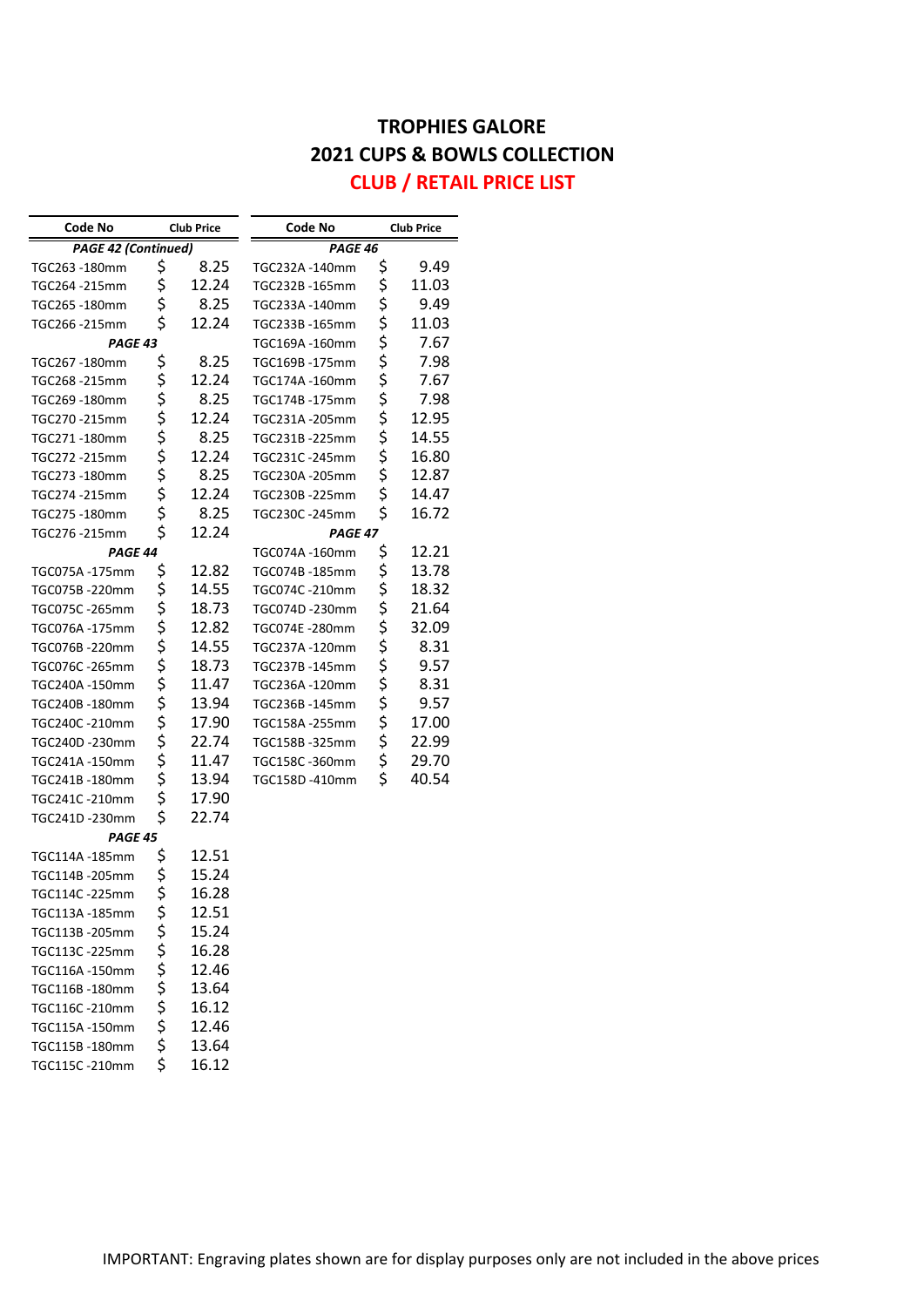# TROPHIES GALORE

## 2021 CUPS & BOWLS COLLECTION

## CLUB / RETAIL PRICE LIST

| Code No | Club Price |
|---|---|
| ***PAGE 42 (Continued)*** | |
| TGC263 -180mm | $ 8.25 |
| TGC264 -215mm | $ 12.24 |
| TGC265 -180mm | $ 8.25 |
| TGC266 -215mm | $ 12.24 |
| ***PAGE 43*** | |
| TGC267 -180mm | $ 8.25 |
| TGC268 -215mm | $ 12.24 |
| TGC269 -180mm | $ 8.25 |
| TGC270 -215mm | $ 12.24 |
| TGC271 -180mm | $ 8.25 |
| TGC272 -215mm | $ 12.24 |
| TGC273 -180mm | $ 8.25 |
| TGC274 -215mm | $ 12.24 |
| TGC275 -180mm | $ 8.25 |
| TGC276 -215mm | $ 12.24 |
| ***PAGE 44*** | |
| TGC075A -175mm | $ 12.82 |
| TGC075B -220mm | $ 14.55 |
| TGC075C -265mm | $ 18.73 |
| TGC076A -175mm | $ 12.82 |
| TGC076B -220mm | $ 14.55 |
| TGC076C -265mm | $ 18.73 |
| TGC240A -150mm | $ 11.47 |
| TGC240B -180mm | $ 13.94 |
| TGC240C -210mm | $ 17.90 |
| TGC240D -230mm | $ 22.74 |
| TGC241A -150mm | $ 11.47 |
| TGC241B -180mm | $ 13.94 |
| TGC241C -210mm | $ 17.90 |
| TGC241D -230mm | $ 22.74 |
| ***PAGE 45*** | |
| TGC114A -185mm | $ 12.51 |
| TGC114B -205mm | $ 15.24 |
| TGC114C -225mm | $ 16.28 |
| TGC113A -185mm | $ 12.51 |
| TGC113B -205mm | $ 15.24 |
| TGC113C -225mm | $ 16.28 |
| TGC116A -150mm | $ 12.46 |
| TGC116B -180mm | $ 13.64 |
| TGC116C -210mm | $ 16.12 |
| TGC115A -150mm | $ 12.46 |
| TGC115B -180mm | $ 13.64 |
| TGC115C -210mm | $ 16.12 |
| ***PAGE 46*** | |
| TGC232A -140mm | $ 9.49 |
| TGC232B -165mm | $ 11.03 |
| TGC233A -140mm | $ 9.49 |
| TGC233B -165mm | $ 11.03 |
| TGC169A -160mm | $ 7.67 |
| TGC169B -175mm | $ 7.98 |
| TGC174A -160mm | $ 7.67 |
| TGC174B -175mm | $ 7.98 |
| TGC231A -205mm | $ 12.95 |
| TGC231B -225mm | $ 14.55 |
| TGC231C -245mm | $ 16.80 |
| TGC230A -205mm | $ 12.87 |
| TGC230B -225mm | $ 14.47 |
| TGC230C -245mm | $ 16.72 |
| ***PAGE 47*** | |
| TGC074A -160mm | $ 12.21 |
| TGC074B -185mm | $ 13.78 |
| TGC074C -210mm | $ 18.32 |
| TGC074D -230mm | $ 21.64 |
| TGC074E -280mm | $ 32.09 |
| TGC237A -120mm | $ 8.31 |
| TGC237B -145mm | $ 9.57 |
| TGC236A -120mm | $ 8.31 |
| TGC236B -145mm | $ 9.57 |
| TGC158A -255mm | $ 17.00 |
| TGC158B -325mm | $ 22.99 |
| TGC158C -360mm | $ 29.70 |
| TGC158D -410mm | $ 40.54 |

IMPORTANT: Engraving plates shown are for display purposes only are not included in the above prices